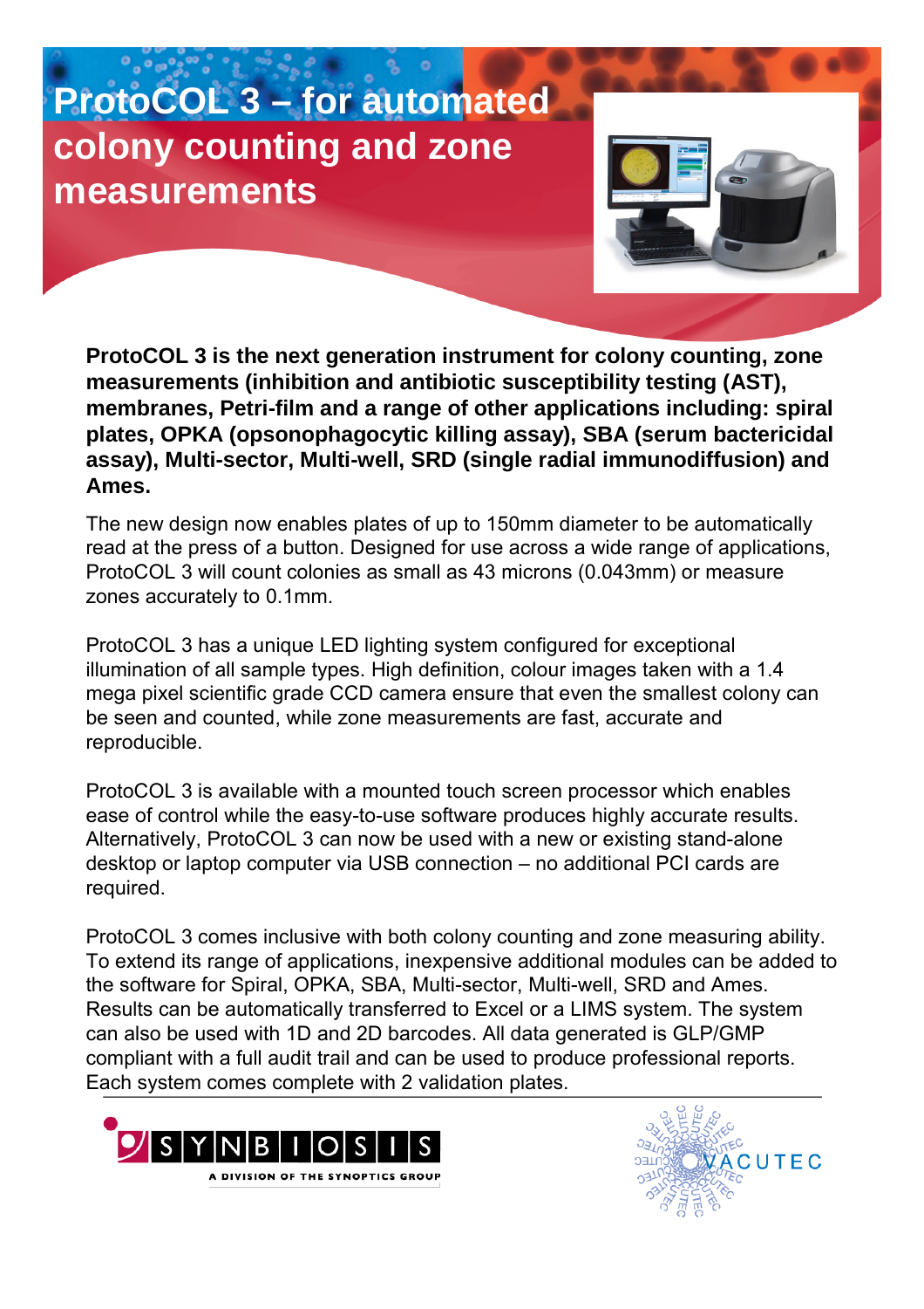# ProtoCOL 3 – for automated colony counting and zone measurements

**ProtoCOL 3 is the next generation instrument for colony counting, zone measurements (inhibition and antibiotic susceptibility testing (AST), membranes, Petri-film and a range of other applications including: spiral plates, OPKA (opsonophagocytic killing assay), SBA (serum bactericidal assay), Multi-sector, Multi-well, SRD (single radial immunodiffusion) and Ames.**

The new design now enables plates of up to 150mm diameter to be automatically read at the press of a button. Designed for use across a wide range of applications, ProtoCOL 3 will count colonies as small as 43 microns (0.043mm) or measure zones accurately to 0.1mm.

ProtoCOL 3 has a unique LED lighting system configured for exceptional illumination of all sample types. High definition, colour images taken with a 1.4 mega pixel scientific grade CCD camera ensure that even the smallest colony can be seen and counted, while zone measurements are fast, accurate and reproducible.

ProtoCOL 3 is available with a mounted touch screen processor which enables ease of control while the easy-to-use software produces highly accurate results. Alternatively, ProtoCOL 3 can now be used with a new or existing stand-alone desktop or laptop computer via USB connection – no additional PCI cards are required.

ProtoCOL 3 comes inclusive with both colony counting and zone measuring ability. To extend its range of applications, inexpensive additional modules can be added to the software for Spiral, OPKA, SBA, Multi-sector, Multi-well, SRD and Ames. Results can be automatically transferred to Excel or a LIMS system. The system can also be used with 1D and 2D barcodes. All data generated is GLP/GMP compliant with a full audit trail and can be used to produce professional reports. Each system comes complete with 2 validation plates.

SYNBIOSIS
A DIVISION OF THE SYNOPTICS GROUP

VACUTEC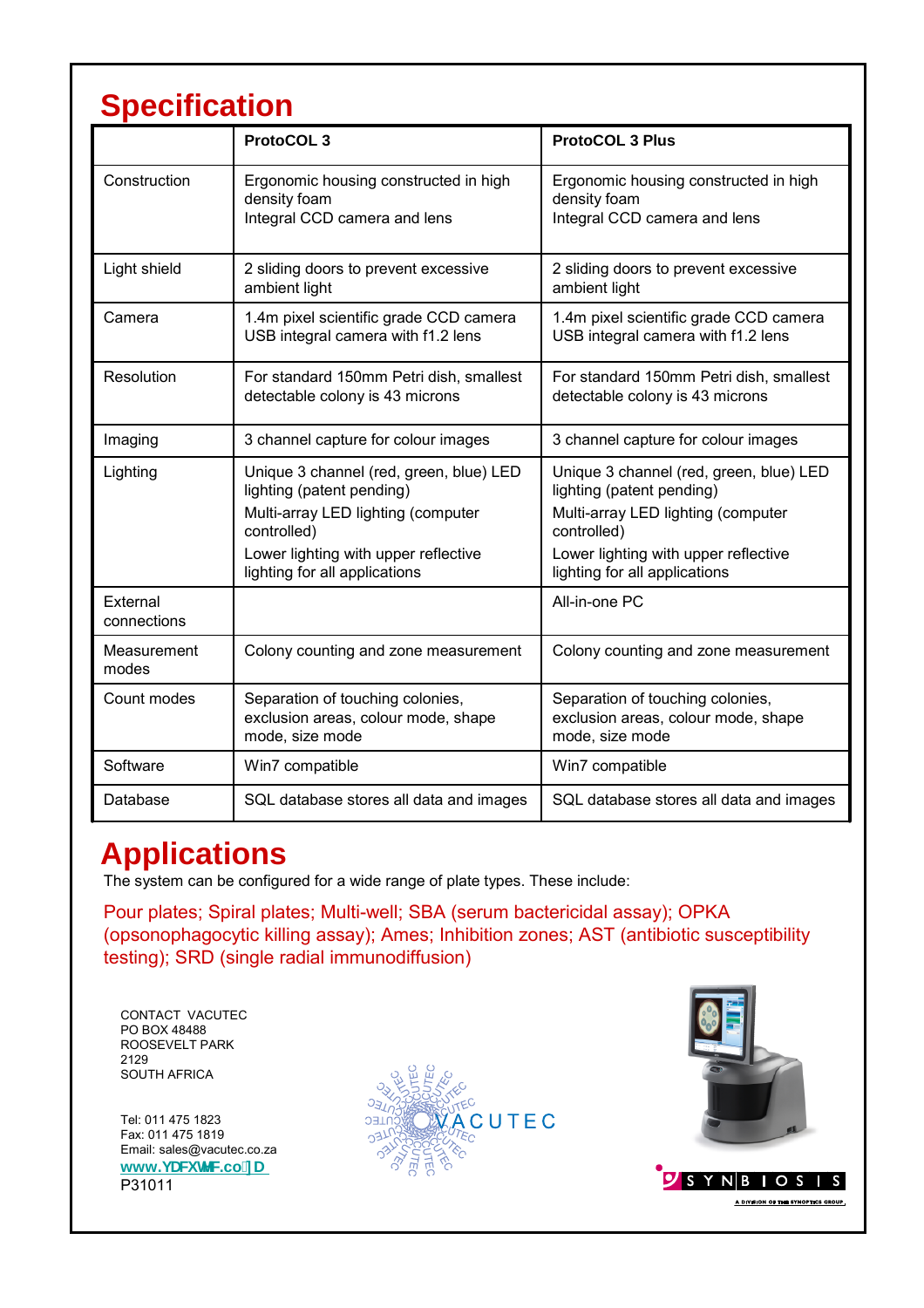## Specification

| | ProtoCOL 3 | ProtoCOL 3 Plus |
|---|---|---|
| Construction | Ergonomic housing constructed in high density foam<br>Integral CCD camera and lens | Ergonomic housing constructed in high density foam<br>Integral CCD camera and lens |
| Light shield | 2 sliding doors to prevent excessive ambient light | 2 sliding doors to prevent excessive ambient light |
| Camera | 1.4m pixel scientific grade CCD camera<br>USB integral camera with f1.2 lens | 1.4m pixel scientific grade CCD camera<br>USB integral camera with f1.2 lens |
| Resolution | For standard 150mm Petri dish, smallest detectable colony is 43 microns | For standard 150mm Petri dish, smallest detectable colony is 43 microns |
| Imaging | 3 channel capture for colour images | 3 channel capture for colour images |
| Lighting | Unique 3 channel (red, green, blue) LED lighting (patent pending)<br>Multi-array LED lighting (computer controlled)<br>Lower lighting with upper reflective lighting for all applications | Unique 3 channel (red, green, blue) LED lighting (patent pending)<br>Multi-array LED lighting (computer controlled)<br>Lower lighting with upper reflective lighting for all applications |
| External connections | | All-in-one PC |
| Measurement modes | Colony counting and zone measurement | Colony counting and zone measurement |
| Count modes | Separation of touching colonies, exclusion areas, colour mode, shape mode, size mode | Separation of touching colonies, exclusion areas, colour mode, shape mode, size mode |
| Software | Win7 compatible | Win7 compatible |
| Database | SQL database stores all data and images | SQL database stores all data and images |

## Applications

The system can be configured for a wide range of plate types. These include:

Pour plates; Spiral plates; Multi-well; SBA (serum bactericidal assay); OPKA (opsonophagocytic killing assay); Ames; Inhibition zones; AST (antibiotic susceptibility testing); SRD (single radial immunodiffusion)

CONTACT VACUTEC
PO BOX 48488
ROOSEVELT PARK
2129
SOUTH AFRICA

Tel: 011 475 1823
Fax: 011 475 1819
Email: sales@vacutec.co.za
www.vacutec.co.za
P31011

VACUTEC

SYNBIOSIS
A DIVISION OF THE SYNOPTICS GROUP